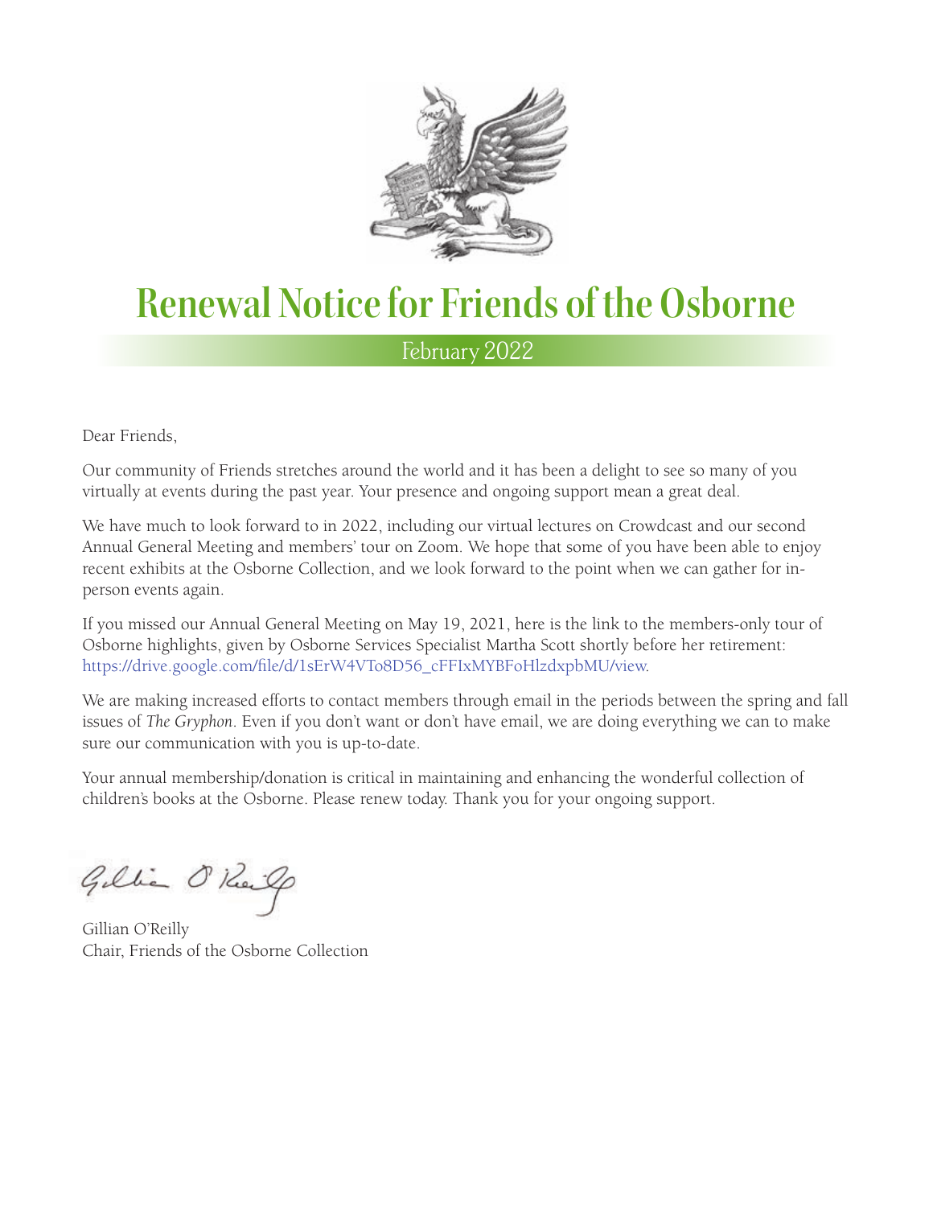# Renewal Notice for Friends of the Osborne

February 2022

Dear Friends,

Our community of Friends stretches around the world and it has been a delight to see so many of you virtually at events during the past year. Your presence and ongoing support mean a great deal.

We have much to look forward to in 2022, including our virtual lectures on Crowdcast and our second Annual General Meeting and members' tour on Zoom. We hope that some of you have been able to enjoy recent exhibits at the Osborne Collection, and we look forward to the point when we can gather for in-person events again.

If you missed our Annual General Meeting on May 19, 2021, here is the link to the members-only tour of Osborne highlights, given by Osborne Services Specialist Martha Scott shortly before her retirement: https://drive.google.com/file/d/1sErW4VTo8D56_cFFIxMYBFoHlzdxpbMU/view.

We are making increased efforts to contact members through email in the periods between the spring and fall issues of *The Gryphon*. Even if you don't want or don't have email, we are doing everything we can to make sure our communication with you is up-to-date.

Your annual membership/donation is critical in maintaining and enhancing the wonderful collection of children's books at the Osborne. Please renew today. Thank you for your ongoing support.

Gillian O'Reilly
Chair, Friends of the Osborne Collection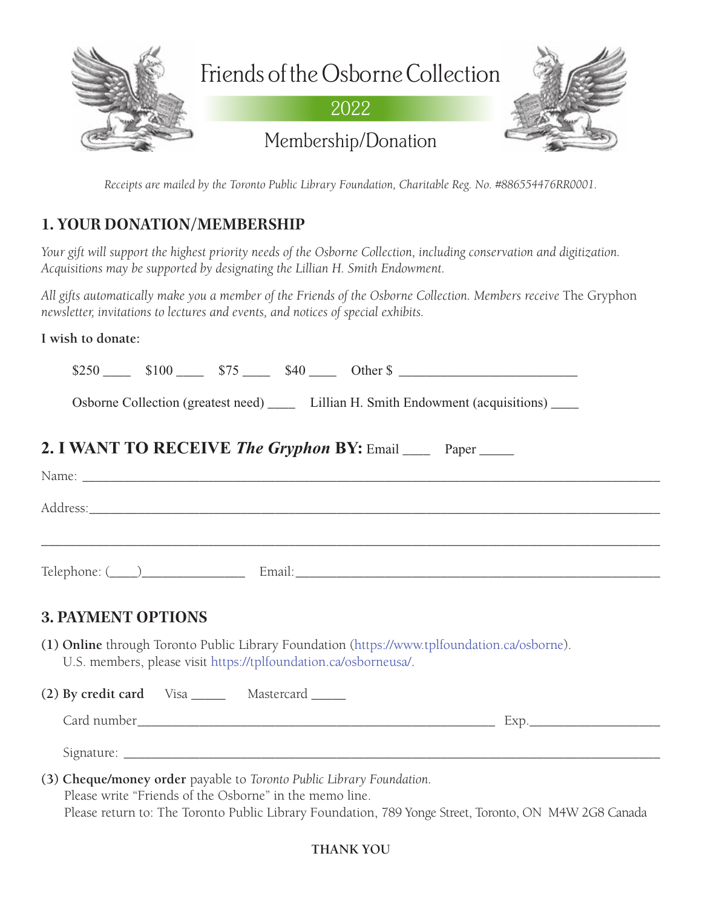# Friends of the Osborne Collection

## 2022

## Membership/Donation

*Receipts are mailed by the Toronto Public Library Foundation, Charitable Reg. No. #886554476RR0001.*

## 1. YOUR DONATION/MEMBERSHIP

*Your gift will support the highest priority needs of the Osborne Collection, including conservation and digitization. Acquisitions may be supported by designating the Lillian H. Smith Endowment.*

*All gifts automatically make you a member of the Friends of the Osborne Collection. Members receive* The Gryphon *newsletter, invitations to lectures and events, and notices of special exhibits.*

**I wish to donate:**

$250 ____ $100 ____ $75 ____ $40 ____ Other $ __________________________

Osborne Collection (greatest need) ____ Lillian H. Smith Endowment (acquisitions) ____

## 2. I WANT TO RECEIVE *The Gryphon* BY: Email ____ Paper _____

Name: ______________________________________________________________________________

Address: ____________________________________________________________________________

____________________________________________________________________________________

Telephone: (____)_______________ Email: ___________________________________________________

## 3. PAYMENT OPTIONS

**(1) Online** through Toronto Public Library Foundation (https://www.tplfoundation.ca/osborne).
U.S. members, please visit https://tplfoundation.ca/osborneusa/.

**(2) By credit card** Visa _____ Mastercard _____

Card number______________________________________________________ Exp.___________________

Signature: __________________________________________________________________________

**(3) Cheque/money order** payable to *Toronto Public Library Foundation.*
Please write "Friends of the Osborne" in the memo line.
Please return to: The Toronto Public Library Foundation, 789 Yonge Street, Toronto, ON M4W 2G8 Canada

**THANK YOU**